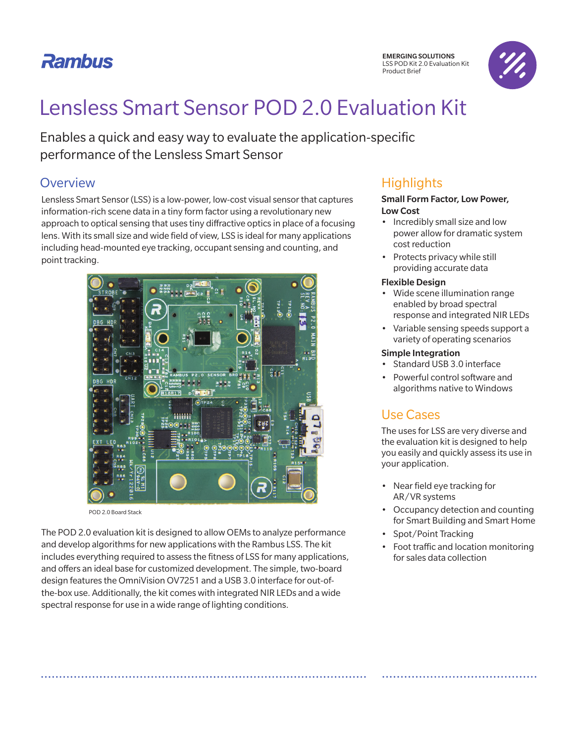Rambus

**EMERGING SOLUTIONS**
LSS POD Kit 2.0 Evaluation Kit
Product Brief

# Lensless Smart Sensor POD 2.0 Evaluation Kit

Enables a quick and easy way to evaluate the application-specific performance of the Lensless Smart Sensor

## Overview

Lensless Smart Sensor (LSS) is a low-power, low-cost visual sensor that captures information-rich scene data in a tiny form factor using a revolutionary new approach to optical sensing that uses tiny diffractive optics in place of a focusing lens. With its small size and wide field of view, LSS is ideal for many applications including head-mounted eye tracking, occupant sensing and counting, and point tracking.

POD 2.0 Board Stack

The POD 2.0 evaluation kit is designed to allow OEMs to analyze performance and develop algorithms for new applications with the Rambus LSS. The kit includes everything required to assess the fitness of LSS for many applications, and offers an ideal base for customized development. The simple, two-board design features the OmniVision OV7251 and a USB 3.0 interface for out-of-the-box use. Additionally, the kit comes with integrated NIR LEDs and a wide spectral response for use in a wide range of lighting conditions.

## Highlights

**Small Form Factor, Low Power, Low Cost**

- Incredibly small size and low power allow for dramatic system cost reduction
- Protects privacy while still providing accurate data

**Flexible Design**

- Wide scene illumination range enabled by broad spectral response and integrated NIR LEDs
- Variable sensing speeds support a variety of operating scenarios

**Simple Integration**

- Standard USB 3.0 interface
- Powerful control software and algorithms native to Windows

## Use Cases

The uses for LSS are very diverse and the evaluation kit is designed to help you easily and quickly assess its use in your application.

- Near field eye tracking for AR/VR systems
- Occupancy detection and counting for Smart Building and Smart Home
- Spot/Point Tracking
- Foot traffic and location monitoring for sales data collection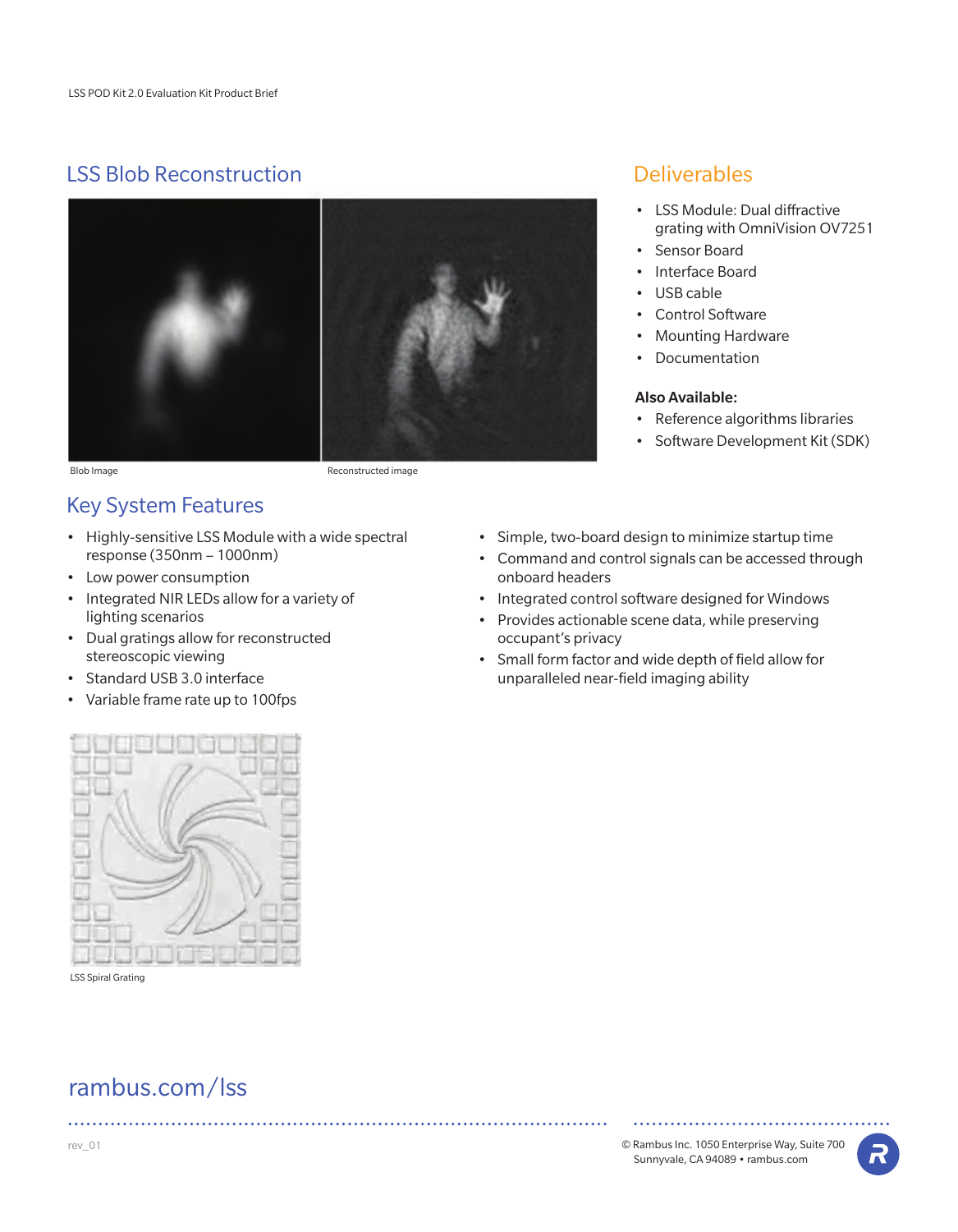## LSS Blob Reconstruction

Blob Image

Reconstructed image

## Deliverables

- LSS Module: Dual diffractive grating with OmniVision OV7251
- Sensor Board
- Interface Board
- USB cable
- Control Software
- Mounting Hardware
- Documentation

**Also Available:**

- Reference algorithms libraries
- Software Development Kit (SDK)

## Key System Features

- Highly-sensitive LSS Module with a wide spectral response (350nm – 1000nm)
- Low power consumption
- Integrated NIR LEDs allow for a variety of lighting scenarios
- Dual gratings allow for reconstructed stereoscopic viewing
- Standard USB 3.0 interface
- Variable frame rate up to 100fps
- Simple, two-board design to minimize startup time
- Command and control signals can be accessed through onboard headers
- Integrated control software designed for Windows
- Provides actionable scene data, while preserving occupant's privacy
- Small form factor and wide depth of field allow for unparalleled near-field imaging ability

LSS Spiral Grating

rambus.com/lss

rev_01

© Rambus Inc. 1050 Enterprise Way, Suite 700
Sunnyvale, CA 94089 • rambus.com